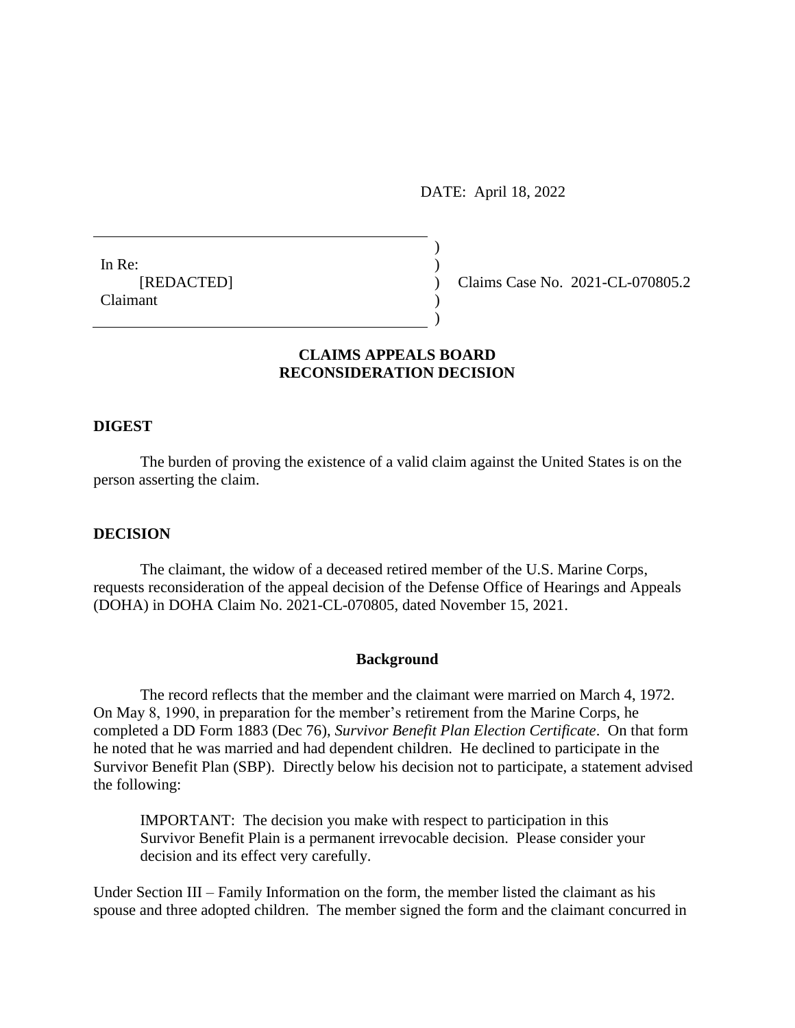DATE: April 18, 2022

In Re:
[REDACTED]
Claimant

Claims Case No. 2021-CL-070805.2

## CLAIMS APPEALS BOARD RECONSIDERATION DECISION

### DIGEST

The burden of proving the existence of a valid claim against the United States is on the person asserting the claim.

### DECISION

The claimant, the widow of a deceased retired member of the U.S. Marine Corps, requests reconsideration of the appeal decision of the Defense Office of Hearings and Appeals (DOHA) in DOHA Claim No. 2021-CL-070805, dated November 15, 2021.

#### Background

The record reflects that the member and the claimant were married on March 4, 1972. On May 8, 1990, in preparation for the member's retirement from the Marine Corps, he completed a DD Form 1883 (Dec 76), *Survivor Benefit Plan Election Certificate*. On that form he noted that he was married and had dependent children. He declined to participate in the Survivor Benefit Plan (SBP). Directly below his decision not to participate, a statement advised the following:

> IMPORTANT: The decision you make with respect to participation in this Survivor Benefit Plain is a permanent irrevocable decision. Please consider your decision and its effect very carefully.

Under Section III – Family Information on the form, the member listed the claimant as his spouse and three adopted children. The member signed the form and the claimant concurred in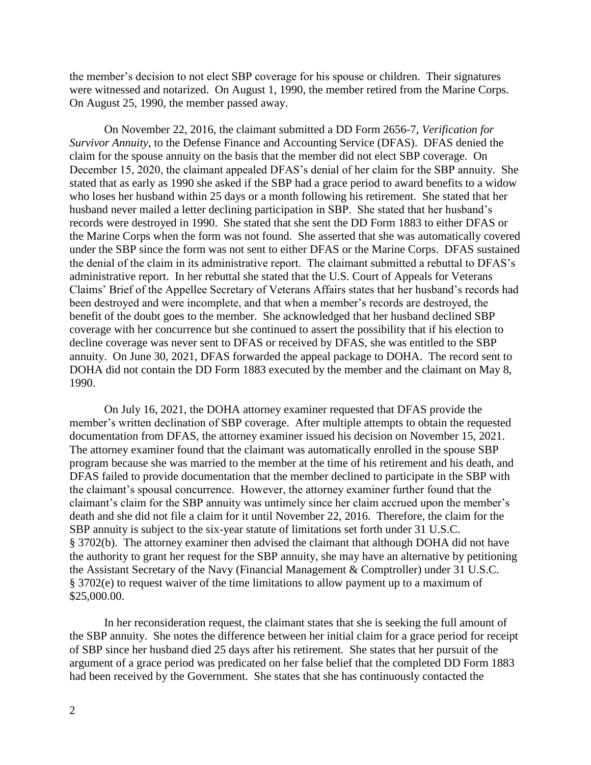the member's decision to not elect SBP coverage for his spouse or children. Their signatures were witnessed and notarized. On August 1, 1990, the member retired from the Marine Corps. On August 25, 1990, the member passed away.

On November 22, 2016, the claimant submitted a DD Form 2656-7, *Verification for Survivor Annuity*, to the Defense Finance and Accounting Service (DFAS). DFAS denied the claim for the spouse annuity on the basis that the member did not elect SBP coverage. On December 15, 2020, the claimant appealed DFAS's denial of her claim for the SBP annuity. She stated that as early as 1990 she asked if the SBP had a grace period to award benefits to a widow who loses her husband within 25 days or a month following his retirement. She stated that her husband never mailed a letter declining participation in SBP. She stated that her husband's records were destroyed in 1990. She stated that she sent the DD Form 1883 to either DFAS or the Marine Corps when the form was not found. She asserted that she was automatically covered under the SBP since the form was not sent to either DFAS or the Marine Corps. DFAS sustained the denial of the claim in its administrative report. The claimant submitted a rebuttal to DFAS's administrative report. In her rebuttal she stated that the U.S. Court of Appeals for Veterans Claims' Brief of the Appellee Secretary of Veterans Affairs states that her husband's records had been destroyed and were incomplete, and that when a member's records are destroyed, the benefit of the doubt goes to the member. She acknowledged that her husband declined SBP coverage with her concurrence but she continued to assert the possibility that if his election to decline coverage was never sent to DFAS or received by DFAS, she was entitled to the SBP annuity. On June 30, 2021, DFAS forwarded the appeal package to DOHA. The record sent to DOHA did not contain the DD Form 1883 executed by the member and the claimant on May 8, 1990.

On July 16, 2021, the DOHA attorney examiner requested that DFAS provide the member's written declination of SBP coverage. After multiple attempts to obtain the requested documentation from DFAS, the attorney examiner issued his decision on November 15, 2021. The attorney examiner found that the claimant was automatically enrolled in the spouse SBP program because she was married to the member at the time of his retirement and his death, and DFAS failed to provide documentation that the member declined to participate in the SBP with the claimant's spousal concurrence. However, the attorney examiner further found that the claimant's claim for the SBP annuity was untimely since her claim accrued upon the member's death and she did not file a claim for it until November 22, 2016. Therefore, the claim for the SBP annuity is subject to the six-year statute of limitations set forth under 31 U.S.C. § 3702(b). The attorney examiner then advised the claimant that although DOHA did not have the authority to grant her request for the SBP annuity, she may have an alternative by petitioning the Assistant Secretary of the Navy (Financial Management & Comptroller) under 31 U.S.C. § 3702(e) to request waiver of the time limitations to allow payment up to a maximum of $25,000.00.

In her reconsideration request, the claimant states that she is seeking the full amount of the SBP annuity. She notes the difference between her initial claim for a grace period for receipt of SBP since her husband died 25 days after his retirement. She states that her pursuit of the argument of a grace period was predicated on her false belief that the completed DD Form 1883 had been received by the Government. She states that she has continuously contacted the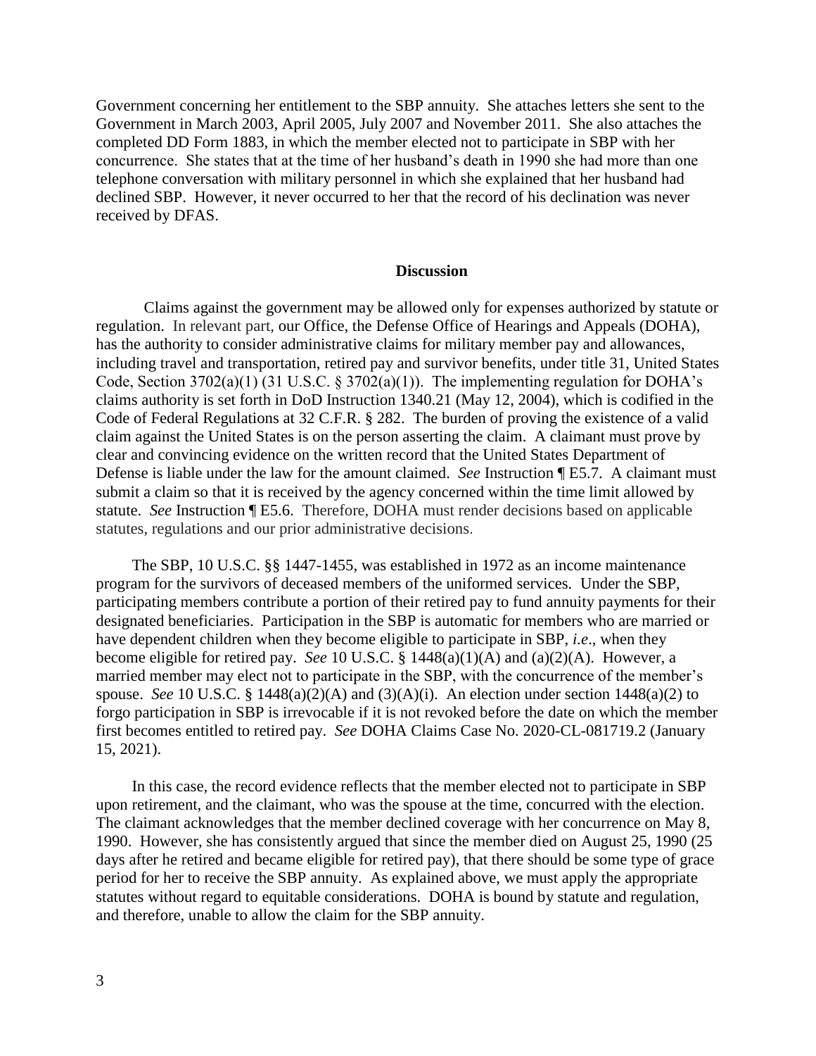Government concerning her entitlement to the SBP annuity. She attaches letters she sent to the Government in March 2003, April 2005, July 2007 and November 2011. She also attaches the completed DD Form 1883, in which the member elected not to participate in SBP with her concurrence. She states that at the time of her husband's death in 1990 she had more than one telephone conversation with military personnel in which she explained that her husband had declined SBP. However, it never occurred to her that the record of his declination was never received by DFAS.

## Discussion

Claims against the government may be allowed only for expenses authorized by statute or regulation. In relevant part, our Office, the Defense Office of Hearings and Appeals (DOHA), has the authority to consider administrative claims for military member pay and allowances, including travel and transportation, retired pay and survivor benefits, under title 31, United States Code, Section 3702(a)(1) (31 U.S.C. § 3702(a)(1)). The implementing regulation for DOHA's claims authority is set forth in DoD Instruction 1340.21 (May 12, 2004), which is codified in the Code of Federal Regulations at 32 C.F.R. § 282. The burden of proving the existence of a valid claim against the United States is on the person asserting the claim. A claimant must prove by clear and convincing evidence on the written record that the United States Department of Defense is liable under the law for the amount claimed. *See* Instruction ¶ E5.7. A claimant must submit a claim so that it is received by the agency concerned within the time limit allowed by statute. *See* Instruction ¶ E5.6. Therefore, DOHA must render decisions based on applicable statutes, regulations and our prior administrative decisions.

The SBP, 10 U.S.C. §§ 1447-1455, was established in 1972 as an income maintenance program for the survivors of deceased members of the uniformed services. Under the SBP, participating members contribute a portion of their retired pay to fund annuity payments for their designated beneficiaries. Participation in the SBP is automatic for members who are married or have dependent children when they become eligible to participate in SBP, *i.e*., when they become eligible for retired pay. *See* 10 U.S.C. § 1448(a)(1)(A) and (a)(2)(A). However, a married member may elect not to participate in the SBP, with the concurrence of the member's spouse. *See* 10 U.S.C. § 1448(a)(2)(A) and (3)(A)(i). An election under section 1448(a)(2) to forgo participation in SBP is irrevocable if it is not revoked before the date on which the member first becomes entitled to retired pay. *See* DOHA Claims Case No. 2020-CL-081719.2 (January 15, 2021).

In this case, the record evidence reflects that the member elected not to participate in SBP upon retirement, and the claimant, who was the spouse at the time, concurred with the election. The claimant acknowledges that the member declined coverage with her concurrence on May 8, 1990. However, she has consistently argued that since the member died on August 25, 1990 (25 days after he retired and became eligible for retired pay), that there should be some type of grace period for her to receive the SBP annuity. As explained above, we must apply the appropriate statutes without regard to equitable considerations. DOHA is bound by statute and regulation, and therefore, unable to allow the claim for the SBP annuity.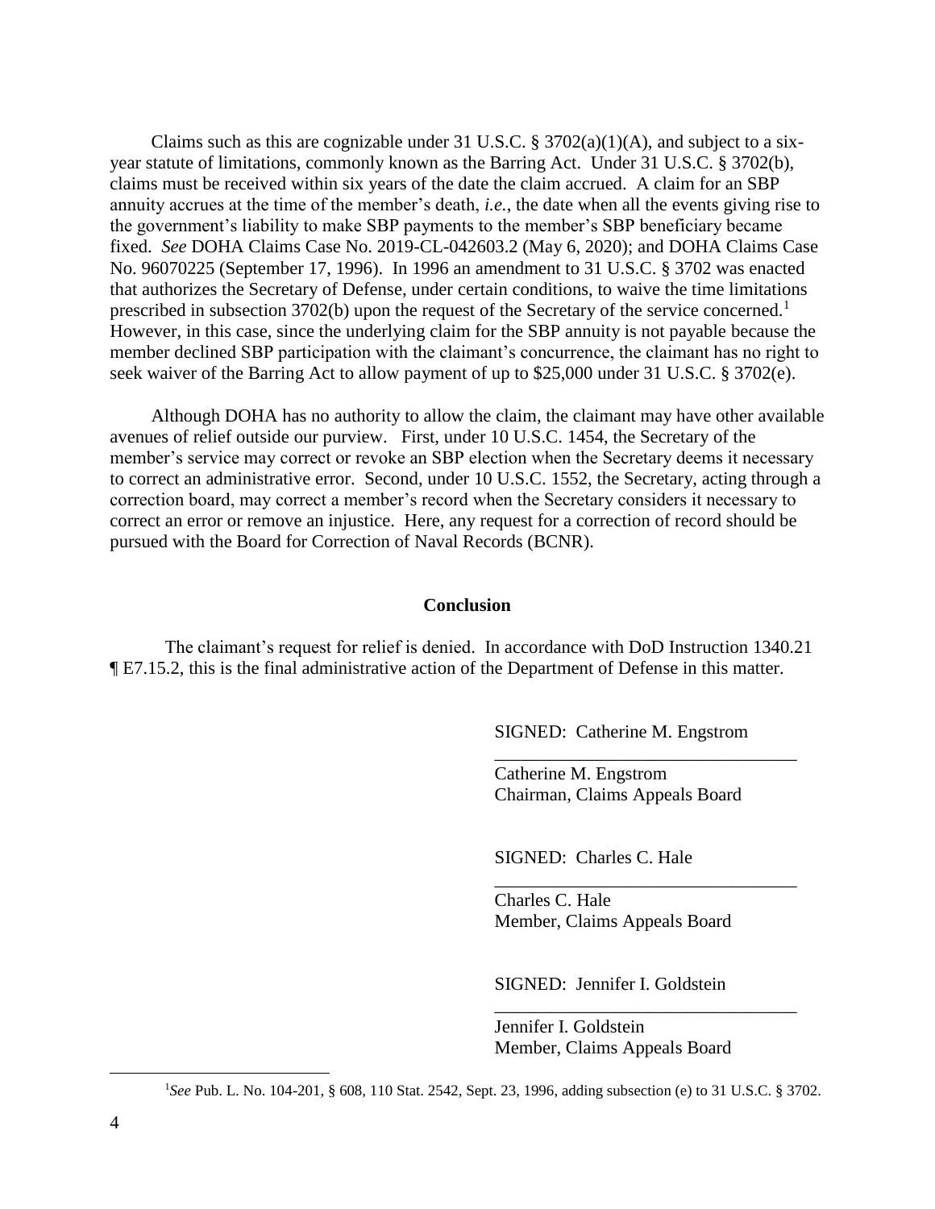Claims such as this are cognizable under 31 U.S.C. § 3702(a)(1)(A), and subject to a six-year statute of limitations, commonly known as the Barring Act. Under 31 U.S.C. § 3702(b), claims must be received within six years of the date the claim accrued. A claim for an SBP annuity accrues at the time of the member's death, *i.e.*, the date when all the events giving rise to the government's liability to make SBP payments to the member's SBP beneficiary became fixed. *See* DOHA Claims Case No. 2019-CL-042603.2 (May 6, 2020); and DOHA Claims Case No. 96070225 (September 17, 1996). In 1996 an amendment to 31 U.S.C. § 3702 was enacted that authorizes the Secretary of Defense, under certain conditions, to waive the time limitations prescribed in subsection 3702(b) upon the request of the Secretary of the service concerned.[1] However, in this case, since the underlying claim for the SBP annuity is not payable because the member declined SBP participation with the claimant's concurrence, the claimant has no right to seek waiver of the Barring Act to allow payment of up to $25,000 under 31 U.S.C. § 3702(e).

Although DOHA has no authority to allow the claim, the claimant may have other available avenues of relief outside our purview. First, under 10 U.S.C. 1454, the Secretary of the member's service may correct or revoke an SBP election when the Secretary deems it necessary to correct an administrative error. Second, under 10 U.S.C. 1552, the Secretary, acting through a correction board, may correct a member's record when the Secretary considers it necessary to correct an error or remove an injustice. Here, any request for a correction of record should be pursued with the Board for Correction of Naval Records (BCNR).

## Conclusion

The claimant's request for relief is denied. In accordance with DoD Instruction 1340.21 ¶ E7.15.2, this is the final administrative action of the Department of Defense in this matter.

SIGNED: Catherine M. Engstrom

Catherine M. Engstrom
Chairman, Claims Appeals Board

SIGNED: Charles C. Hale

Charles C. Hale
Member, Claims Appeals Board

SIGNED: Jennifer I. Goldstein

Jennifer I. Goldstein
Member, Claims Appeals Board

[1] *See* Pub. L. No. 104-201, § 608, 110 Stat. 2542, Sept. 23, 1996, adding subsection (e) to 31 U.S.C. § 3702.